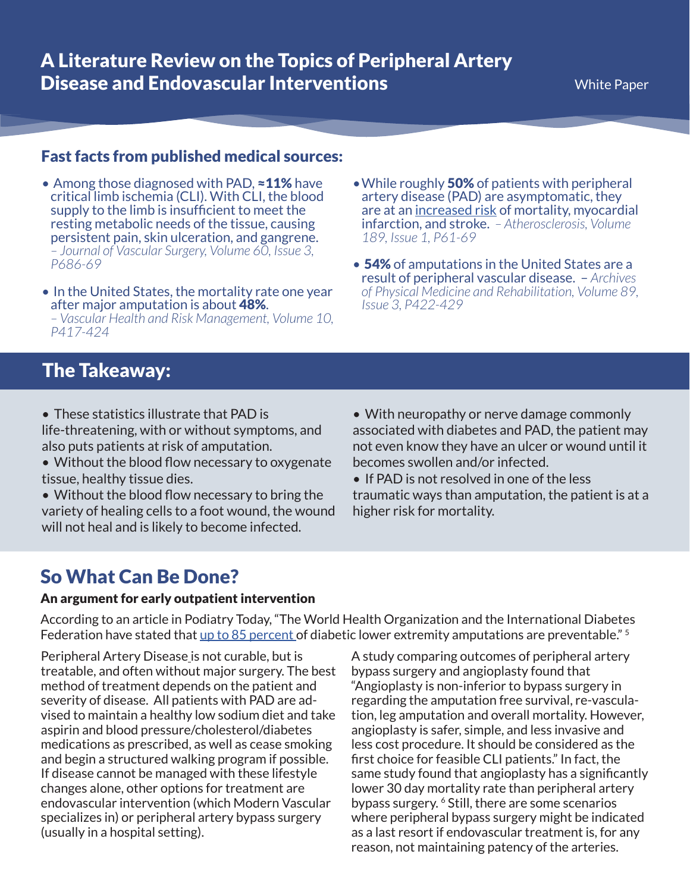# A Literature Review on the Topics of Peripheral Artery Disease and Endovascular Interventions

White Paper

## Fast facts from published medical sources:

- Among those diagnosed with PAD, **≈11%** have critical limb ischemia (CLI). With CLI, the blood supply to the limb is insufficient to meet the resting metabolic needs of the tissue, causing persistent pain, skin ulceration, and gangrene. *– Journal of Vascular Surgery, Volume 60, Issue 3, P686-69*
- In the United States, the mortality rate one year after major amputation is about **48%**. *– Vascular Health and Risk Management, Volume 10, P417-424*
- While roughly **50%** of patients with peripheral artery disease (PAD) are asymptomatic, they are at an increased risk of mortality, myocardial infarction, and stroke. *– Atherosclerosis, Volume 189, Issue 1, P61-69*
- **54%** of amputations in the United States are a result of peripheral vascular disease. *– Archives of Physical Medicine and Rehabilitation, Volume 89, Issue 3, P422-429*

## The Takeaway:

- These statistics illustrate that PAD is life-threatening, with or without symptoms, and also puts patients at risk of amputation.
- Without the blood flow necessary to oxygenate tissue, healthy tissue dies.
- Without the blood flow necessary to bring the variety of healing cells to a foot wound, the wound will not heal and is likely to become infected.
- With neuropathy or nerve damage commonly associated with diabetes and PAD, the patient may not even know they have an ulcer or wound until it becomes swollen and/or infected.
- If PAD is not resolved in one of the less traumatic ways than amputation, the patient is at a higher risk for mortality.

## So What Can Be Done?

### An argument for early outpatient intervention

According to an article in Podiatry Today, "The World Health Organization and the International Diabetes Federation have stated that up to 85 percent of diabetic lower extremity amputations are preventable." [5]

Peripheral Artery Disease is not curable, but is treatable, and often without major surgery. The best method of treatment depends on the patient and severity of disease. All patients with PAD are advised to maintain a healthy low sodium diet and take aspirin and blood pressure/cholesterol/diabetes medications as prescribed, as well as cease smoking and begin a structured walking program if possible. If disease cannot be managed with these lifestyle changes alone, other options for treatment are endovascular intervention (which Modern Vascular specializes in) or peripheral artery bypass surgery (usually in a hospital setting).

A study comparing outcomes of peripheral artery bypass surgery and angioplasty found that "Angioplasty is non-inferior to bypass surgery in regarding the amputation free survival, re-vasculation, leg amputation and overall mortality. However, angioplasty is safer, simple, and less invasive and less cost procedure. It should be considered as the first choice for feasible CLI patients." In fact, the same study found that angioplasty has a significantly lower 30 day mortality rate than peripheral artery bypass surgery. [6] Still, there are some scenarios where peripheral bypass surgery might be indicated as a last resort if endovascular treatment is, for any reason, not maintaining patency of the arteries.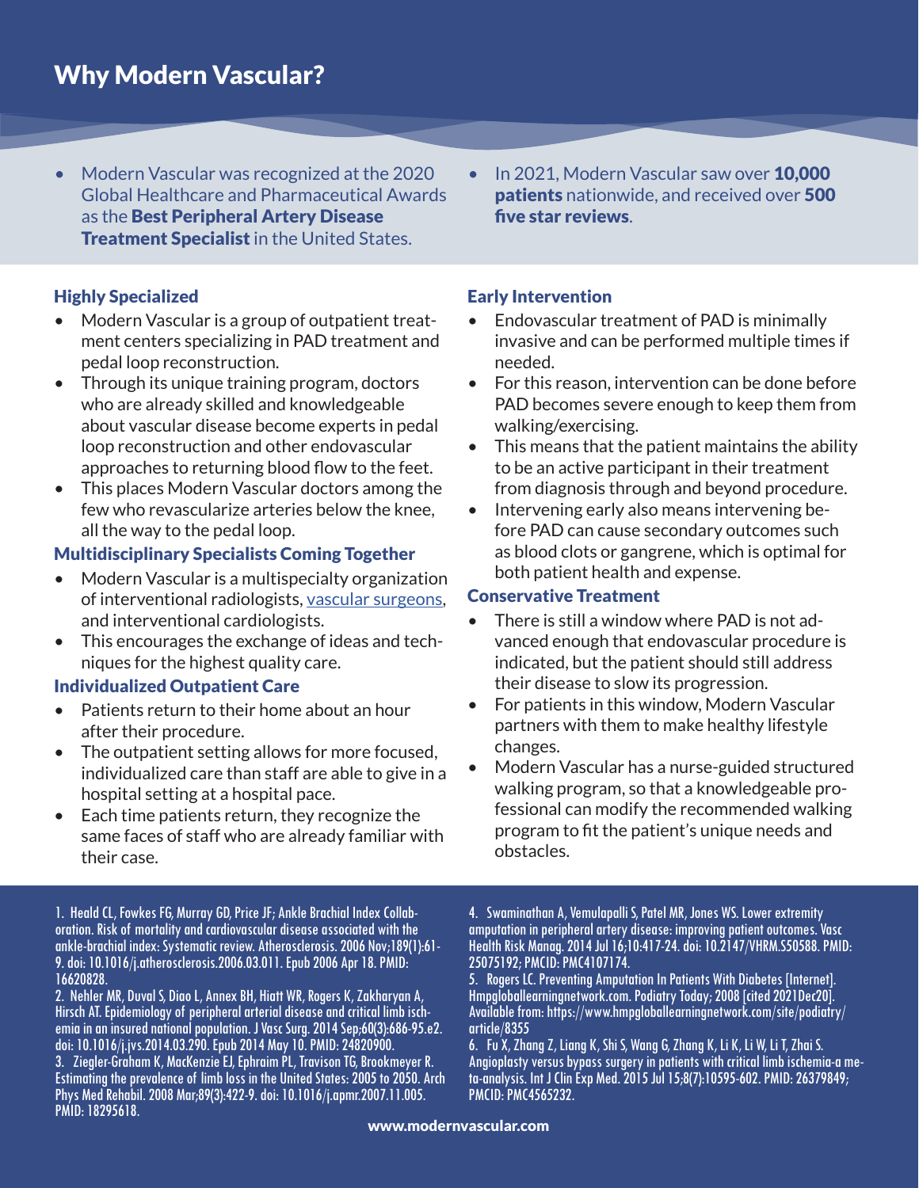## Why Modern Vascular?

- Modern Vascular was recognized at the 2020 Global Healthcare and Pharmaceutical Awards as the **Best Peripheral Artery Disease Treatment Specialist** in the United States.
- In 2021, Modern Vascular saw over **10,000 patients** nationwide, and received over **500 five star reviews**.

### Highly Specialized

- Modern Vascular is a group of outpatient treatment centers specializing in PAD treatment and pedal loop reconstruction.
- Through its unique training program, doctors who are already skilled and knowledgeable about vascular disease become experts in pedal loop reconstruction and other endovascular approaches to returning blood flow to the feet.
- This places Modern Vascular doctors among the few who revascularize arteries below the knee, all the way to the pedal loop.

### Multidisciplinary Specialists Coming Together

- Modern Vascular is a multispecialty organization of interventional radiologists, vascular surgeons, and interventional cardiologists.
- This encourages the exchange of ideas and techniques for the highest quality care.

### Individualized Outpatient Care

- Patients return to their home about an hour after their procedure.
- The outpatient setting allows for more focused, individualized care than staff are able to give in a hospital setting at a hospital pace.
- Each time patients return, they recognize the same faces of staff who are already familiar with their case.

### Early Intervention

- Endovascular treatment of PAD is minimally invasive and can be performed multiple times if needed.
- For this reason, intervention can be done before PAD becomes severe enough to keep them from walking/exercising.
- This means that the patient maintains the ability to be an active participant in their treatment from diagnosis through and beyond procedure.
- Intervening early also means intervening before PAD can cause secondary outcomes such as blood clots or gangrene, which is optimal for both patient health and expense.

### Conservative Treatment

- There is still a window where PAD is not advanced enough that endovascular procedure is indicated, but the patient should still address their disease to slow its progression.
- For patients in this window, Modern Vascular partners with them to make healthy lifestyle changes.
- Modern Vascular has a nurse-guided structured walking program, so that a knowledgeable professional can modify the recommended walking program to fit the patient's unique needs and obstacles.

1. Heald CL, Fowkes FG, Murray GD, Price JF; Ankle Brachial Index Collaboration. Risk of mortality and cardiovascular disease associated with the ankle-brachial index: Systematic review. Atherosclerosis. 2006 Nov;189(1):61-9. doi: 10.1016/j.atherosclerosis.2006.03.011. Epub 2006 Apr 18. PMID: 16620828.
2. Nehler MR, Duval S, Diao L, Annex BH, Hiatt WR, Rogers K, Zakharyan A, Hirsch AT. Epidemiology of peripheral arterial disease and critical limb ischemia in an insured national population. J Vasc Surg. 2014 Sep;60(3):686-95.e2. doi: 10.1016/j.jvs.2014.03.290. Epub 2014 May 10. PMID: 24820900.
3. Ziegler-Graham K, MacKenzie EJ, Ephraim PL, Travison TG, Brookmeyer R. Estimating the prevalence of limb loss in the United States: 2005 to 2050. Arch Phys Med Rehabil. 2008 Mar;89(3):422-9. doi: 10.1016/j.apmr.2007.11.005. PMID: 18295618.
4. Swaminathan A, Vemulapalli S, Patel MR, Jones WS. Lower extremity amputation in peripheral artery disease: improving patient outcomes. Vasc Health Risk Manag. 2014 Jul 16;10:417-24. doi: 10.2147/VHRM.S50588. PMID: 25075192; PMCID: PMC4107174.
5. Rogers LC. Preventing Amputation In Patients With Diabetes [Internet]. Hmpgloballearningnetwork.com. Podiatry Today; 2008 [cited 2021Dec20]. Available from: https://www.hmpgloballearningnetwork.com/site/podiatry/article/8355
6. Fu X, Zhang Z, Liang K, Shi S, Wang G, Zhang K, Li K, Li W, Li T, Zhai S. Angioplasty versus bypass surgery in patients with critical limb ischemia-a meta-analysis. Int J Clin Exp Med. 2015 Jul 15;8(7):10595-602. PMID: 26379849; PMCID: PMC4565232.

www.modernvascular.com